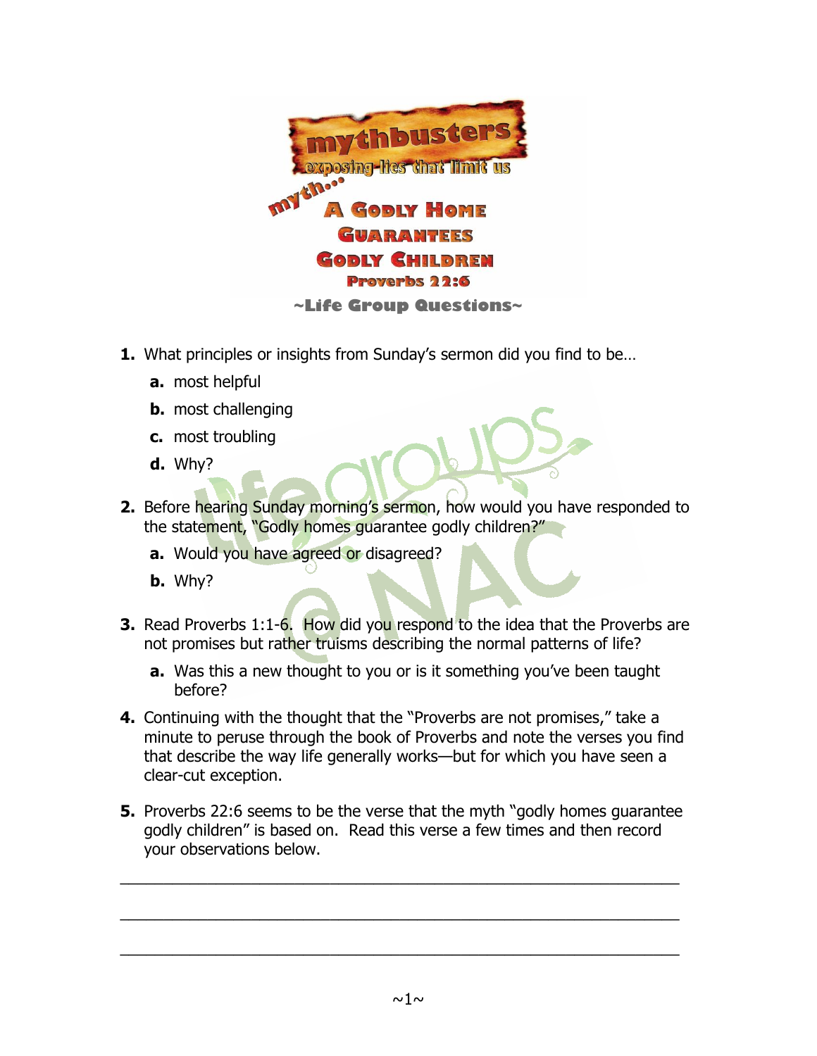# mythbusters

## exposing lies that limit us

## myth… A Godly Home Guarantees Godly Children

### Proverbs 22:6

### ~Life Group Questions~

1. **1.** What principles or insights from Sunday's sermon did you find to be…
   - **a.** most helpful
   - **b.** most challenging
   - **c.** most troubling
   - **d.** Why?

2. **2.** Before hearing Sunday morning's sermon, how would you have responded to the statement, "Godly homes guarantee godly children?"
   - **a.** Would you have agreed or disagreed?
   - **b.** Why?

3. **3.** Read Proverbs 1:1-6. How did you respond to the idea that the Proverbs are not promises but rather truisms describing the normal patterns of life?
   - **a.** Was this a new thought to you or is it something you've been taught before?

4. **4.** Continuing with the thought that the "Proverbs are not promises," take a minute to peruse through the book of Proverbs and note the verses you find that describe the way life generally works—but for which you have seen a clear-cut exception.

5. **5.** Proverbs 22:6 seems to be the verse that the myth "godly homes guarantee godly children" is based on. Read this verse a few times and then record your observations below.

\_\_\_\_\_\_\_\_\_\_\_\_\_\_\_\_\_\_\_\_\_\_\_\_\_\_\_\_\_\_\_\_\_\_\_\_\_\_\_\_\_\_\_\_\_\_\_\_\_\_\_\_\_\_\_\_\_\_\_\_

\_\_\_\_\_\_\_\_\_\_\_\_\_\_\_\_\_\_\_\_\_\_\_\_\_\_\_\_\_\_\_\_\_\_\_\_\_\_\_\_\_\_\_\_\_\_\_\_\_\_\_\_\_\_\_\_\_\_\_\_

\_\_\_\_\_\_\_\_\_\_\_\_\_\_\_\_\_\_\_\_\_\_\_\_\_\_\_\_\_\_\_\_\_\_\_\_\_\_\_\_\_\_\_\_\_\_\_\_\_\_\_\_\_\_\_\_\_\_\_\_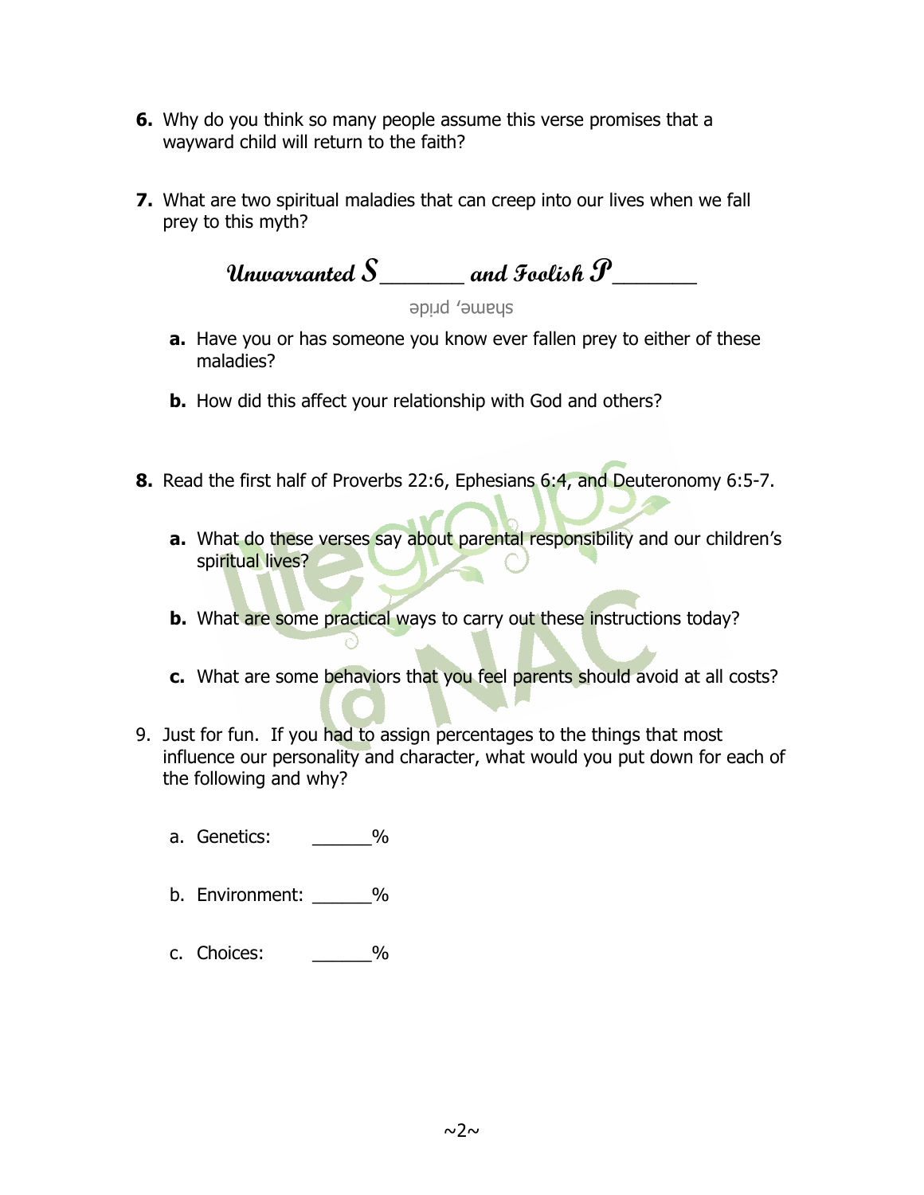6. **Why do you think so many people assume this verse promises that a wayward child will return to the faith?**

7. **What are two spiritual maladies that can creep into our lives when we fall prey to this myth?**

***Unwarranted S_______ and Foolish P_______***

shame, pride

   a. Have you or has someone you know ever fallen prey to either of these maladies?

   b. How did this affect your relationship with God and others?

8. **Read the first half of Proverbs 22:6, Ephesians 6:4, and Deuteronomy 6:5-7.**

   a. What do these verses say about parental responsibility and our children's spiritual lives?

   b. What are some practical ways to carry out these instructions today?

   c. What are some behaviors that you feel parents should avoid at all costs?

9. Just for fun. If you had to assign percentages to the things that most influence our personality and character, what would you put down for each of the following and why?

   a. Genetics: ______%

   b. Environment: ______%

   c. Choices: ______%